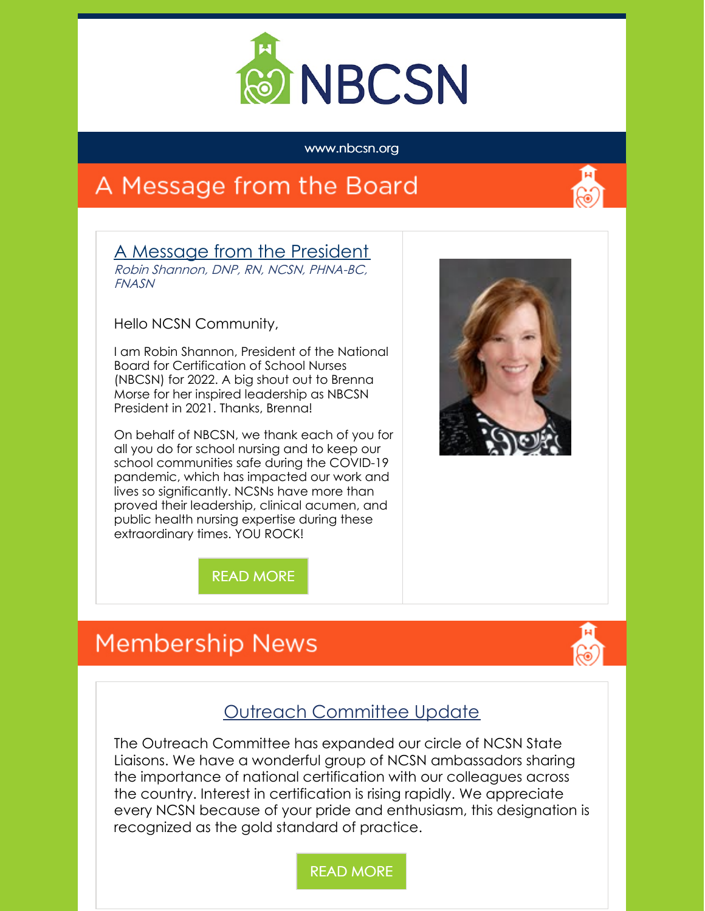# NBCSN

www.nbcsn.org

## A Message from the Board

### A Message from the President

*Robin Shannon, DNP, RN, NCSN, PHNA-BC, FNASN*

Hello NCSN Community,

I am Robin Shannon, President of the National Board for Certification of School Nurses (NBCSN) for 2022. A big shout out to Brenna Morse for her inspired leadership as NBCSN President in 2021. Thanks, Brenna!

On behalf of NBCSN, we thank each of you for all you do for school nursing and to keep our school communities safe during the COVID-19 pandemic, which has impacted our work and lives so significantly. NCSNs have more than proved their leadership, clinical acumen, and public health nursing expertise during these extraordinary times. YOU ROCK!

READ MORE

## Membership News

### Outreach Committee Update

The Outreach Committee has expanded our circle of NCSN State Liaisons. We have a wonderful group of NCSN ambassadors sharing the importance of national certification with our colleagues across the country. Interest in certification is rising rapidly. We appreciate every NCSN because of your pride and enthusiasm, this designation is recognized as the gold standard of practice.

READ MORE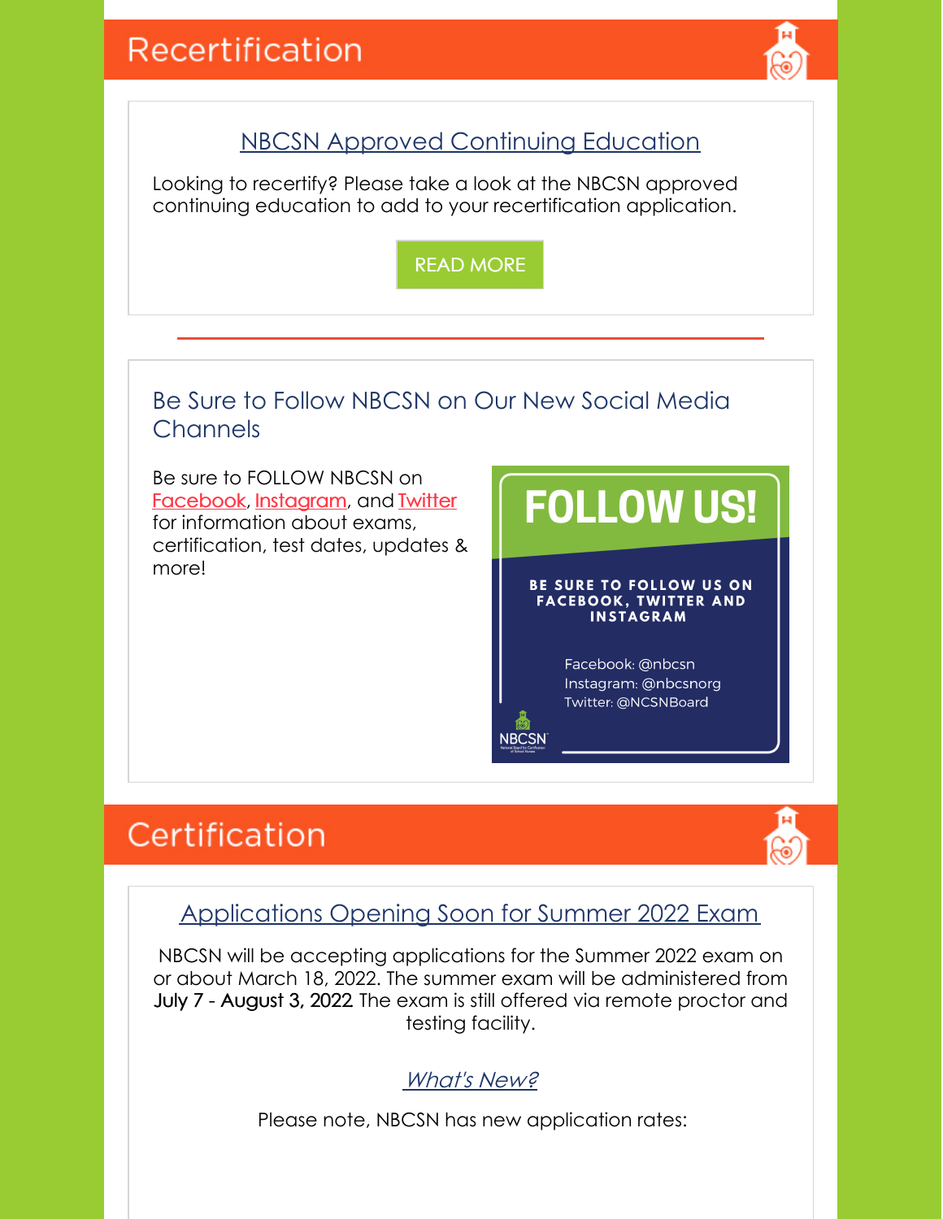# Recertification

## NBCSN Approved Continuing Education

Looking to recertify? Please take a look at the NBCSN approved continuing education to add to your recertification application.

READ MORE

---

## Be Sure to Follow NBCSN on Our New Social Media Channels

Be sure to FOLLOW NBCSN on Facebook, Instagram, and Twitter for information about exams, certification, test dates, updates & more!

**FOLLOW US!**

**BE SURE TO FOLLOW US ON FACEBOOK, TWITTER AND INSTAGRAM**

Facebook: @nbcsn
Instagram: @nbcsnorg
Twitter: @NCSNBoard

# Certification

## Applications Opening Soon for Summer 2022 Exam

NBCSN will be accepting applications for the Summer 2022 exam on or about March 18, 2022. The summer exam will be administered from **July 7 - August 3, 2022** The exam is still offered via remote proctor and testing facility.

*What's New?*

Please note, NBCSN has new application rates: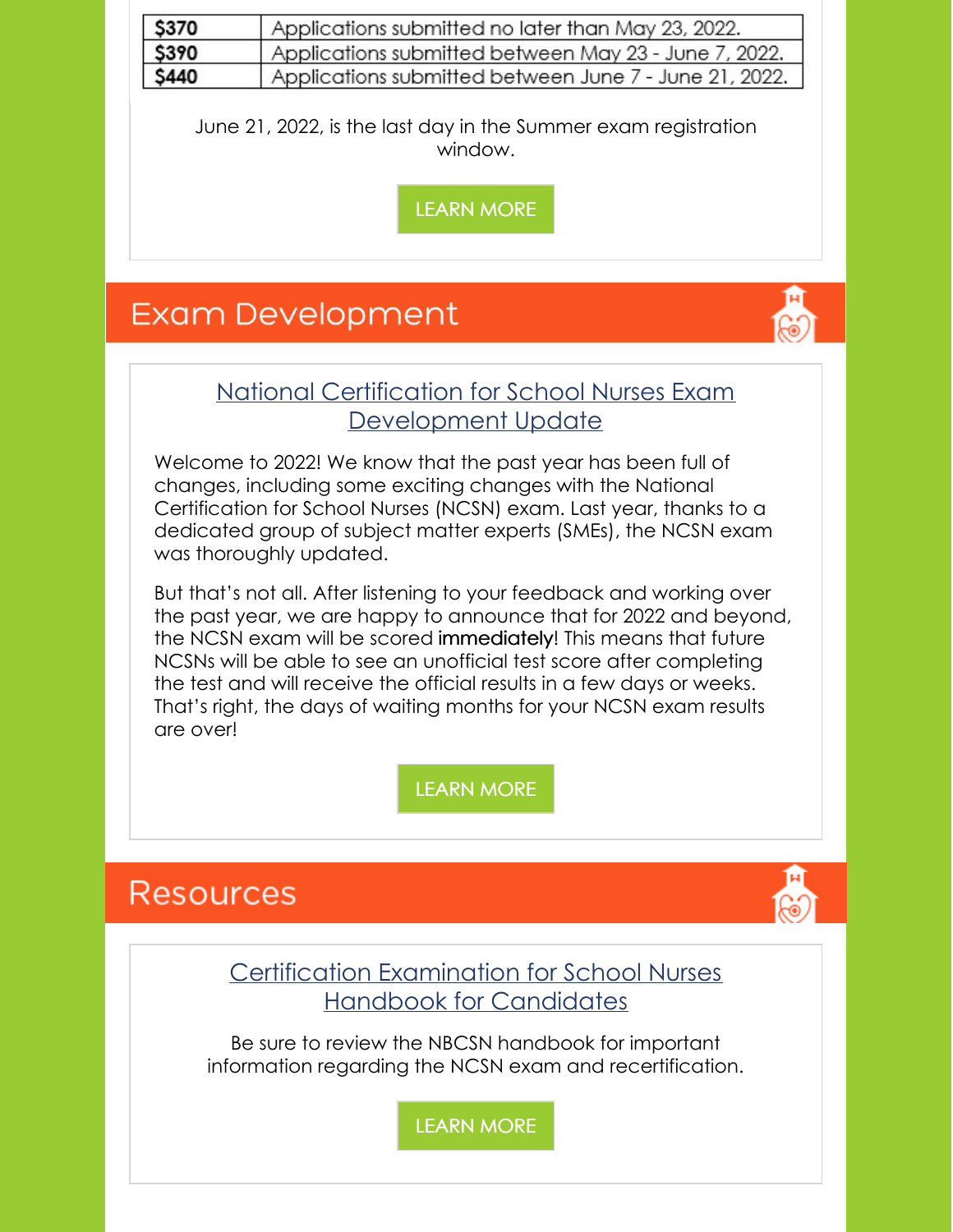| $370 | Applications submitted no later than May 23, 2022. |
| --- | --- |
| $390 | Applications submitted between May 23 - June 7, 2022. |
| $440 | Applications submitted between June 7 - June 21, 2022. |

June 21, 2022, is the last day in the Summer exam registration window.

LEARN MORE

## Exam Development

### National Certification for School Nurses Exam Development Update

Welcome to 2022! We know that the past year has been full of changes, including some exciting changes with the National Certification for School Nurses (NCSN) exam. Last year, thanks to a dedicated group of subject matter experts (SMEs), the NCSN exam was thoroughly updated.

But that's not all. After listening to your feedback and working over the past year, we are happy to announce that for 2022 and beyond, the NCSN exam will be scored **immediately**! This means that future NCSNs will be able to see an unofficial test score after completing the test and will receive the official results in a few days or weeks. That's right, the days of waiting months for your NCSN exam results are over!

LEARN MORE

## Resources

### Certification Examination for School Nurses Handbook for Candidates

Be sure to review the NBCSN handbook for important information regarding the NCSN exam and recertification.

LEARN MORE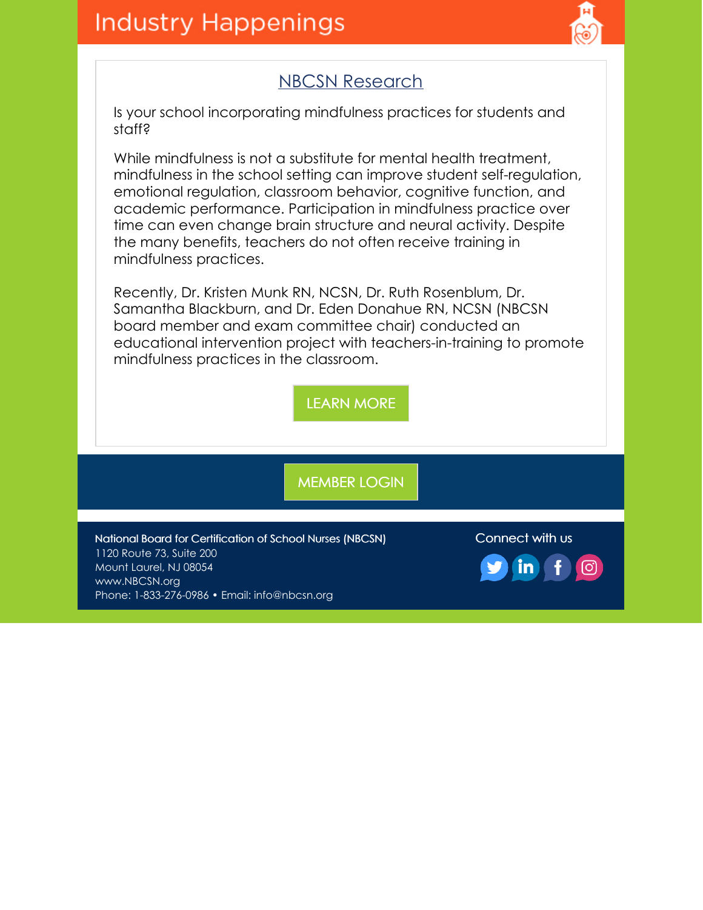# Industry Happenings

## NBCSN Research

Is your school incorporating mindfulness practices for students and staff?

While mindfulness is not a substitute for mental health treatment, mindfulness in the school setting can improve student self-regulation, emotional regulation, classroom behavior, cognitive function, and academic performance. Participation in mindfulness practice over time can even change brain structure and neural activity. Despite the many benefits, teachers do not often receive training in mindfulness practices.

Recently, Dr. Kristen Munk RN, NCSN, Dr. Ruth Rosenblum, Dr. Samantha Blackburn, and Dr. Eden Donahue RN, NCSN (NBCSN board member and exam committee chair) conducted an educational intervention project with teachers-in-training to promote mindfulness practices in the classroom.

LEARN MORE

MEMBER LOGIN

**National Board for Certification of School Nurses (NBCSN)**
1120 Route 73, Suite 200
Mount Laurel, NJ 08054
www.NBCSN.org
Phone: 1-833-276-0986 • Email: info@nbcsn.org

Connect with us